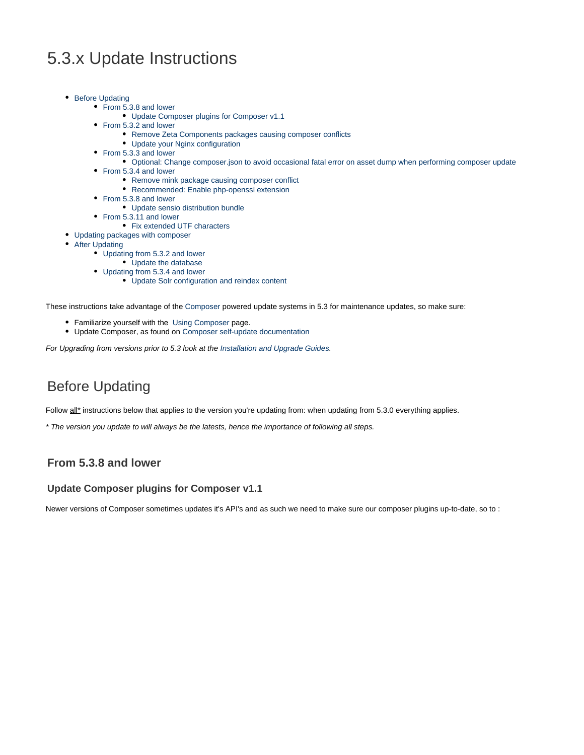# 5.3.x Update Instructions

- Before Updating
  - From 5.3.8 and lower
    - Update Composer plugins for Composer v1.1
  - From 5.3.2 and lower
    - Remove Zeta Components packages causing composer conflicts
    - Update your Nginx configuration
  - From 5.3.3 and lower
    - Optional: Change composer.json to avoid occasional fatal error on asset dump when performing composer update
  - From 5.3.4 and lower
    - Remove mink package causing composer conflict
    - Recommended: Enable php-openssl extension
  - From 5.3.8 and lower
    - Update sensio distribution bundle
  - From 5.3.11 and lower
    - Fix extended UTF characters
- Updating packages with composer
- After Updating
  - Updating from 5.3.2 and lower
    - Update the database
  - Updating from 5.3.4 and lower
    - Update Solr configuration and reindex content

These instructions take advantage of the Composer powered update systems in 5.3 for maintenance updates, so make sure:

- Familiarize yourself with the  Using Composer page.
- Update Composer, as found on Composer self-update documentation

*For Upgrading from versions prior to 5.3 look at the Installation and Upgrade Guides.*

## Before Updating

Follow <u>all*</u> instructions below that applies to the version you're updating from: when updating from 5.3.0 everything applies.

*\* The version you update to will always be the latests, hence the importance of following all steps.*

### From 5.3.8 and lower

#### Update Composer plugins for Composer v1.1

Newer versions of Composer sometimes updates it's API's and as such we need to make sure our composer plugins up-to-date, so to :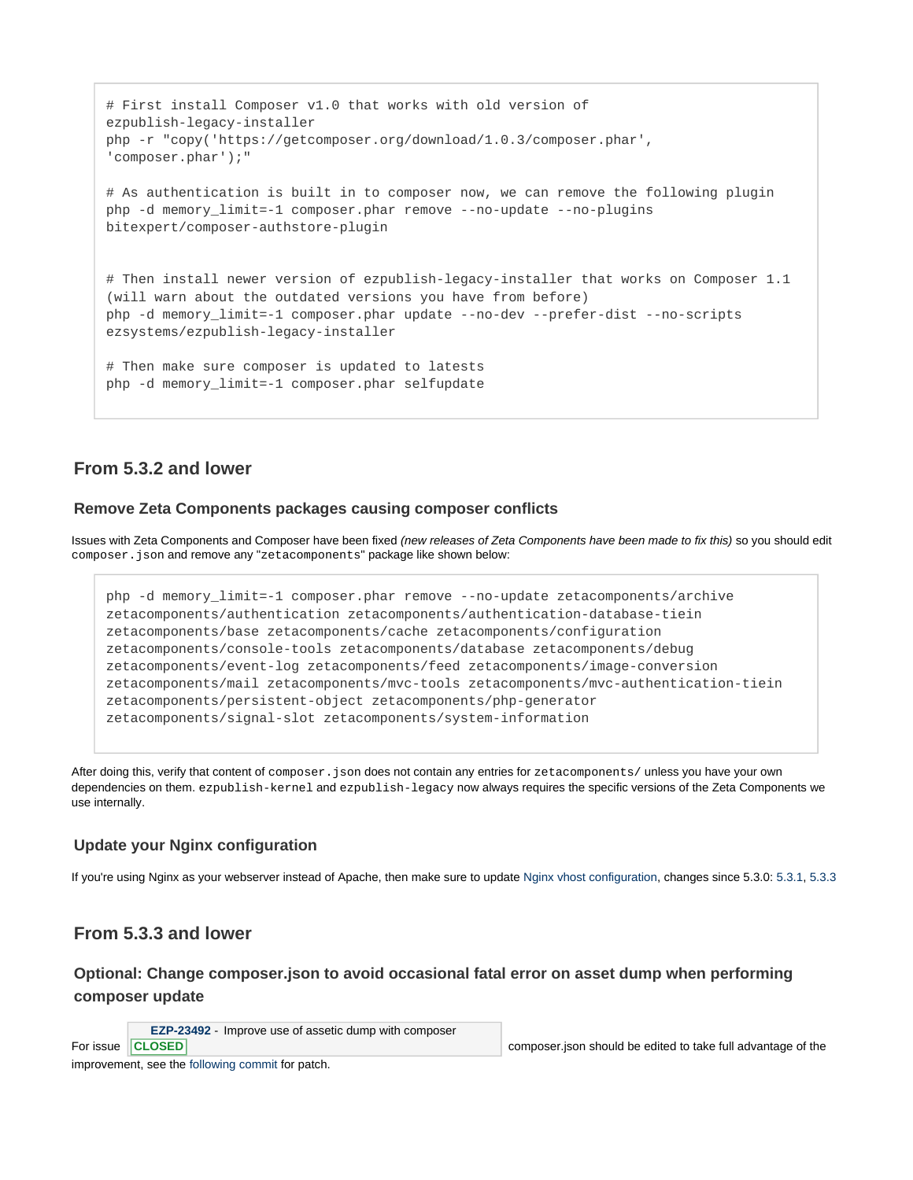```
# First install Composer v1.0 that works with old version of
ezpublish-legacy-installer
php -r "copy('https://getcomposer.org/download/1.0.3/composer.phar',
'composer.phar');"

# As authentication is built in to composer now, we can remove the following plugin
php -d memory_limit=-1 composer.phar remove --no-update --no-plugins
bitexpert/composer-authstore-plugin


# Then install newer version of ezpublish-legacy-installer that works on Composer 1.1
(will warn about the outdated versions you have from before)
php -d memory_limit=-1 composer.phar update --no-dev --prefer-dist --no-scripts
ezsystems/ezpublish-legacy-installer

# Then make sure composer is updated to latests
php -d memory_limit=-1 composer.phar selfupdate
```

## From 5.3.2 and lower

### Remove Zeta Components packages causing composer conflicts

Issues with Zeta Components and Composer have been fixed *(new releases of Zeta Components have been made to fix this)* so you should edit `composer.json` and remove any "`zetacomponents`" package like shown below:

```
php -d memory_limit=-1 composer.phar remove --no-update zetacomponents/archive
zetacomponents/authentication zetacomponents/authentication-database-tiein
zetacomponents/base zetacomponents/cache zetacomponents/configuration
zetacomponents/console-tools zetacomponents/database zetacomponents/debug
zetacomponents/event-log zetacomponents/feed zetacomponents/image-conversion
zetacomponents/mail zetacomponents/mvc-tools zetacomponents/mvc-authentication-tiein
zetacomponents/persistent-object zetacomponents/php-generator
zetacomponents/signal-slot zetacomponents/system-information
```

After doing this, verify that content of `composer.json` does not contain any entries for `zetacomponents/` unless you have your own dependencies on them. `ezpublish-kernel` and `ezpublish-legacy` now always requires the specific versions of the Zeta Components we use internally.

### Update your Nginx configuration

If you're using Nginx as your webserver instead of Apache, then make sure to update Nginx vhost configuration, changes since 5.3.0: 5.3.1, 5.3.3

## From 5.3.3 and lower

### Optional: Change composer.json to avoid occasional fatal error on asset dump when performing composer update

For issue **EZP-23492** - Improve use of assetic dump with composer **CLOSED** composer.json should be edited to take full advantage of the improvement, see the following commit for patch.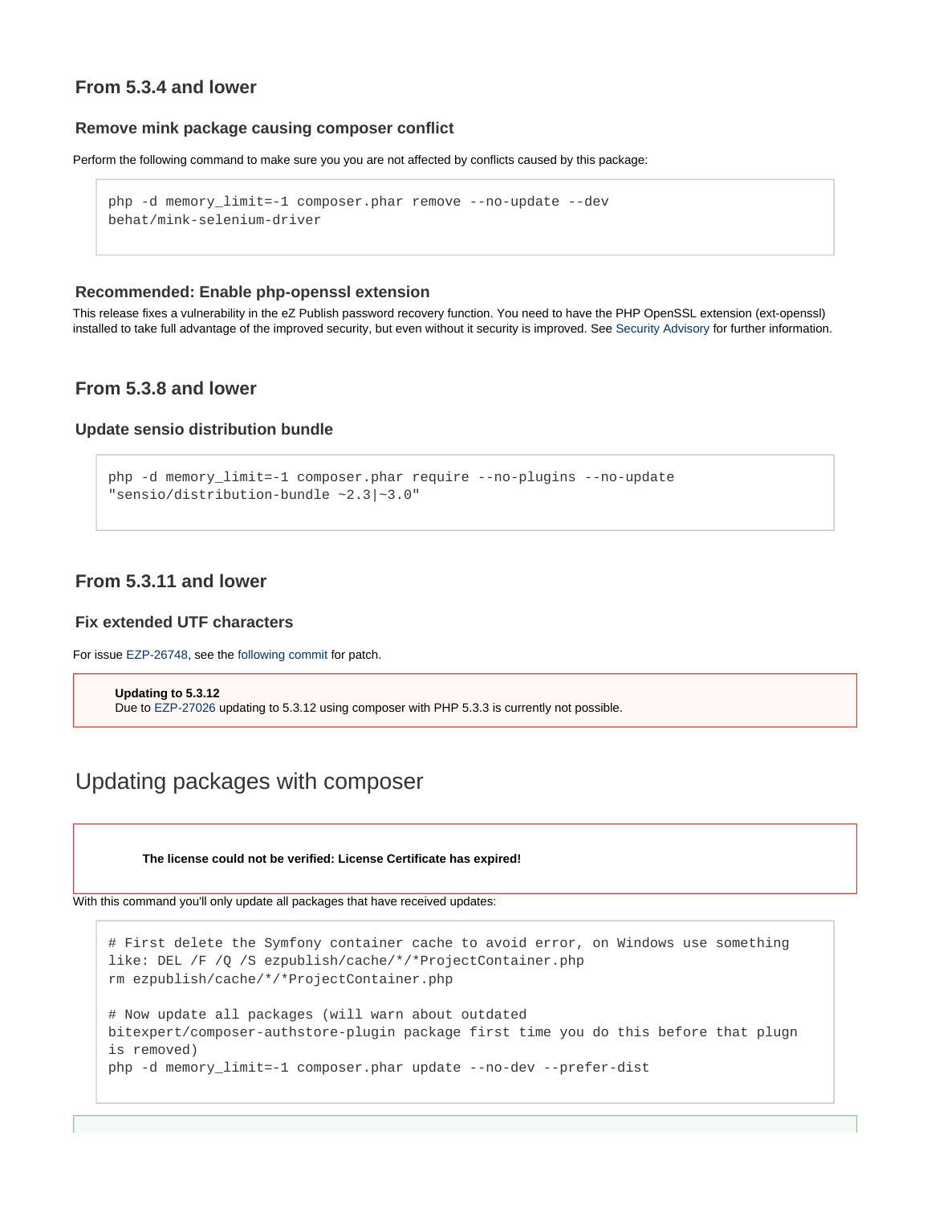## From 5.3.4 and lower

### Remove mink package causing composer conflict

Perform the following command to make sure you you are not affected by conflicts caused by this package:

```
php -d memory_limit=-1 composer.phar remove --no-update --dev
behat/mink-selenium-driver
```

### Recommended: Enable php-openssl extension

This release fixes a vulnerability in the eZ Publish password recovery function. You need to have the PHP OpenSSL extension (ext-openssl) installed to take full advantage of the improved security, but even without it security is improved. See Security Advisory for further information.

## From 5.3.8 and lower

### Update sensio distribution bundle

```
php -d memory_limit=-1 composer.phar require --no-plugins --no-update
"sensio/distribution-bundle ~2.3|~3.0"
```

## From 5.3.11 and lower

### Fix extended UTF characters

For issue EZP-26748, see the following commit for patch.

> **Updating to 5.3.12**
> Due to EZP-27026 updating to 5.3.12 using composer with PHP 5.3.3 is currently not possible.

# Updating packages with composer

> **The license could not be verified: License Certificate has expired!**

With this command you'll only update all packages that have received updates:

```
# First delete the Symfony container cache to avoid error, on Windows use something
like: DEL /F /Q /S ezpublish/cache/*/*ProjectContainer.php
rm ezpublish/cache/*/*ProjectContainer.php

# Now update all packages (will warn about outdated
bitexpert/composer-authstore-plugin package first time you do this before that plugn
is removed)
php -d memory_limit=-1 composer.phar update --no-dev --prefer-dist
```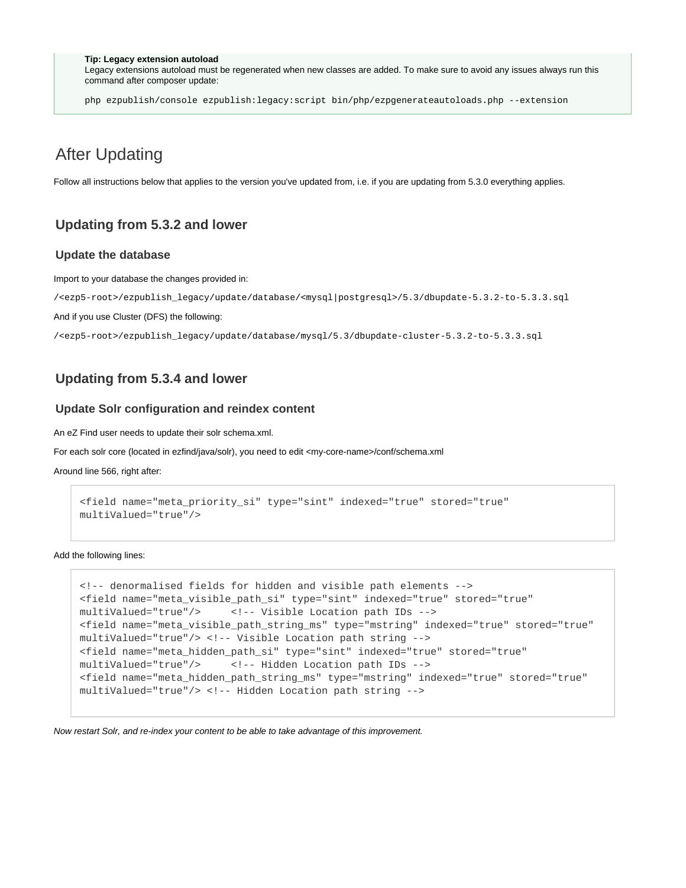**Tip: Legacy extension autoload**
Legacy extensions autoload must be regenerated when new classes are added. To make sure to avoid any issues always run this command after composer update:

```
php ezpublish/console ezpublish:legacy:script bin/php/ezpgenerateautoloads.php --extension
```

# After Updating

Follow all instructions below that applies to the version you've updated from, i.e. if you are updating from 5.3.0 everything applies.

## Updating from 5.3.2 and lower

### Update the database

Import to your database the changes provided in:

`/<ezp5-root>/ezpublish_legacy/update/database/<mysql|postgresql>/5.3/dbupdate-5.3.2-to-5.3.3.sql`

And if you use Cluster (DFS) the following:

`/<ezp5-root>/ezpublish_legacy/update/database/mysql/5.3/dbupdate-cluster-5.3.2-to-5.3.3.sql`

## Updating from 5.3.4 and lower

### Update Solr configuration and reindex content

An eZ Find user needs to update their solr schema.xml.

For each solr core (located in ezfind/java/solr), you need to edit <my-core-name>/conf/schema.xml

Around line 566, right after:

```
<field name="meta_priority_si" type="sint" indexed="true" stored="true"
multiValued="true"/>
```

Add the following lines:

```
<!-- denormalised fields for hidden and visible path elements -->
<field name="meta_visible_path_si" type="sint" indexed="true" stored="true"
multiValued="true"/>     <!-- Visible Location path IDs -->
<field name="meta_visible_path_string_ms" type="mstring" indexed="true" stored="true"
multiValued="true"/> <!-- Visible Location path string -->
<field name="meta_hidden_path_si" type="sint" indexed="true" stored="true"
multiValued="true"/>     <!-- Hidden Location path IDs -->
<field name="meta_hidden_path_string_ms" type="mstring" indexed="true" stored="true"
multiValued="true"/> <!-- Hidden Location path string -->
```

*Now restart Solr, and re-index your content to be able to take advantage of this improvement.*